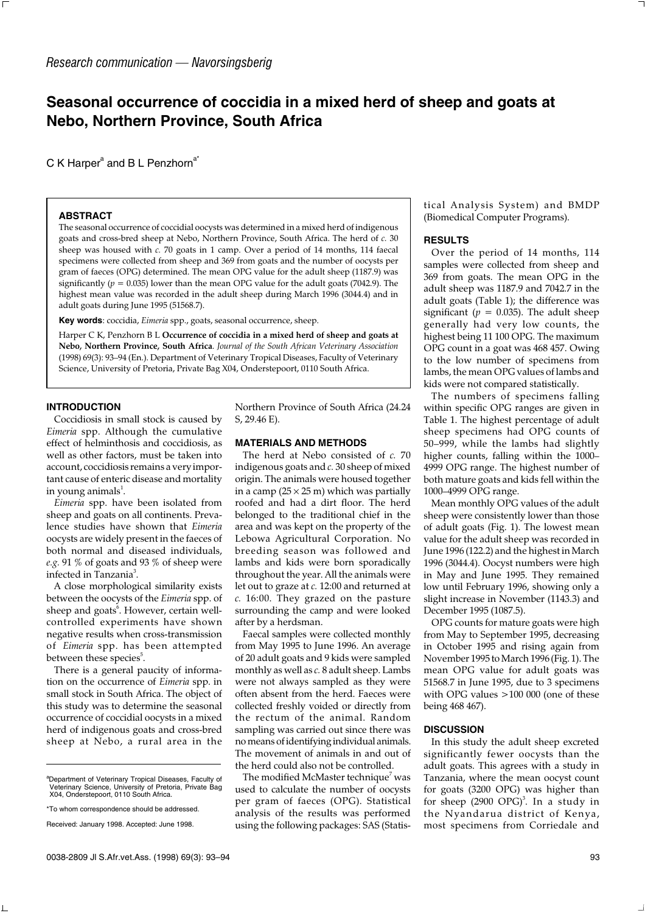*Research communication — Navorsingsberig*

# Seasonal occurrence of coccidia in a mixed herd of sheep and goats at Nebo, Northern Province, South Africa

C K Harper[a] and B L Penzhorn[a*]

### ABSTRACT

The seasonal occurrence of coccidial oocysts was determined in a mixed herd of indigenous goats and cross-bred sheep at Nebo, Northern Province, South Africa. The herd of *c.* 30 sheep was housed with *c.* 70 goats in 1 camp. Over a period of 14 months, 114 faecal specimens were collected from sheep and 369 from goats and the number of oocysts per gram of faeces (OPG) determined. The mean OPG value for the adult sheep (1187.9) was significantly ($p = 0.035$) lower than the mean OPG value for the adult goats (7042.9). The highest mean value was recorded in the adult sheep during March 1996 (3044.4) and in adult goats during June 1995 (51568.7).

**Key words**: coccidia, *Eimeria* spp., goats, seasonal occurrence, sheep.

Harper C K, Penzhorn B L **Occurrence of coccidia in a mixed herd of sheep and goats at Nebo, Northern Province, South Africa**. *Journal of the South African Veterinary Association* (1998) 69(3): 93–94 (En.). Department of Veterinary Tropical Diseases, Faculty of Veterinary Science, University of Pretoria, Private Bag X04, Onderstepoort, 0110 South Africa.

### INTRODUCTION

Coccidiosis in small stock is caused by *Eimeria* spp. Although the cumulative effect of helminthosis and coccidiosis, as well as other factors, must be taken into account, coccidiosis remains a very important cause of enteric disease and mortality in young animals[1].

*Eimeria* spp. have been isolated from sheep and goats on all continents. Prevalence studies have shown that *Eimeria* oocysts are widely present in the faeces of both normal and diseased individuals, *e.g.* 91 % of goats and 93 % of sheep were infected in Tanzania[3].

A close morphological similarity exists between the oocysts of the *Eimeria* spp. of sheep and goats[6]. However, certain well-controlled experiments have shown negative results when cross-transmission of *Eimeria* spp. has been attempted between these species[5].

There is a general paucity of information on the occurrence of *Eimeria* spp. in small stock in South Africa. The object of this study was to determine the seasonal occurrence of coccidial oocysts in a mixed herd of indigenous goats and cross-bred sheep at Nebo, a rural area in the Northern Province of South Africa (24.24 S, 29.46 E).

### MATERIALS AND METHODS

The herd at Nebo consisted of *c.* 70 indigenous goats and *c.* 30 sheep of mixed origin. The animals were housed together in a camp (25 × 25 m) which was partially roofed and had a dirt floor. The herd belonged to the traditional chief in the area and was kept on the property of the Lebowa Agricultural Corporation. No breeding season was followed and lambs and kids were born sporadically throughout the year. All the animals were let out to graze at *c.* 12:00 and returned at *c.* 16:00. They grazed on the pasture surrounding the camp and were looked after by a herdsman.

Faecal samples were collected monthly from May 1995 to June 1996. An average of 20 adult goats and 9 kids were sampled monthly as well as *c.* 8 adult sheep. Lambs were not always sampled as they were often absent from the herd. Faeces were collected freshly voided or directly from the rectum of the animal. Random sampling was carried out since there was no means of identifying individual animals. The movement of animals in and out of the herd could also not be controlled.

The modified McMaster technique[7] was used to calculate the number of oocysts per gram of faeces (OPG). Statistical analysis of the results was performed using the following packages: SAS (Statistical Analysis System) and BMDP (Biomedical Computer Programs).

### RESULTS

Over the period of 14 months, 114 samples were collected from sheep and 369 from goats. The mean OPG in the adult sheep was 1187.9 and 7042.7 in the adult goats (Table 1); the difference was significant ($p = 0.035$). The adult sheep generally had very low counts, the highest being 11 100 OPG. The maximum OPG count in a goat was 468 457. Owing to the low number of specimens from lambs, the mean OPG values of lambs and kids were not compared statistically.

The numbers of specimens falling within specific OPG ranges are given in Table 1. The highest percentage of adult sheep specimens had OPG counts of 50–999, while the lambs had slightly higher counts, falling within the 1000–4999 OPG range. The highest number of both mature goats and kids fell within the 1000–4999 OPG range.

Mean monthly OPG values of the adult sheep were consistently lower than those of adult goats (Fig. 1). The lowest mean value for the adult sheep was recorded in June 1996 (122.2) and the highest in March 1996 (3044.4). Oocyst numbers were high in May and June 1995. They remained low until February 1996, showing only a slight increase in November (1143.3) and December 1995 (1087.5).

OPG counts for mature goats were high from May to September 1995, decreasing in October 1995 and rising again from November 1995 to March 1996 (Fig. 1). The mean OPG value for adult goats was 51568.7 in June 1995, due to 3 specimens with OPG values >100 000 (one of these being 468 467).

### DISCUSSION

In this study the adult sheep excreted significantly fewer oocysts than the adult goats. This agrees with a study in Tanzania, where the mean oocyst count for goats (3200 OPG) was higher than for sheep (2900 OPG)[3]. In a study in the Nyandarua district of Kenya, most specimens from Corriedale and

---

[a]Department of Veterinary Tropical Diseases, Faculty of Veterinary Science, University of Pretoria, Private Bag X04, Onderstepoort, 0110 South Africa.

*To whom correspondence should be addressed.

Received: January 1998. Accepted: June 1998.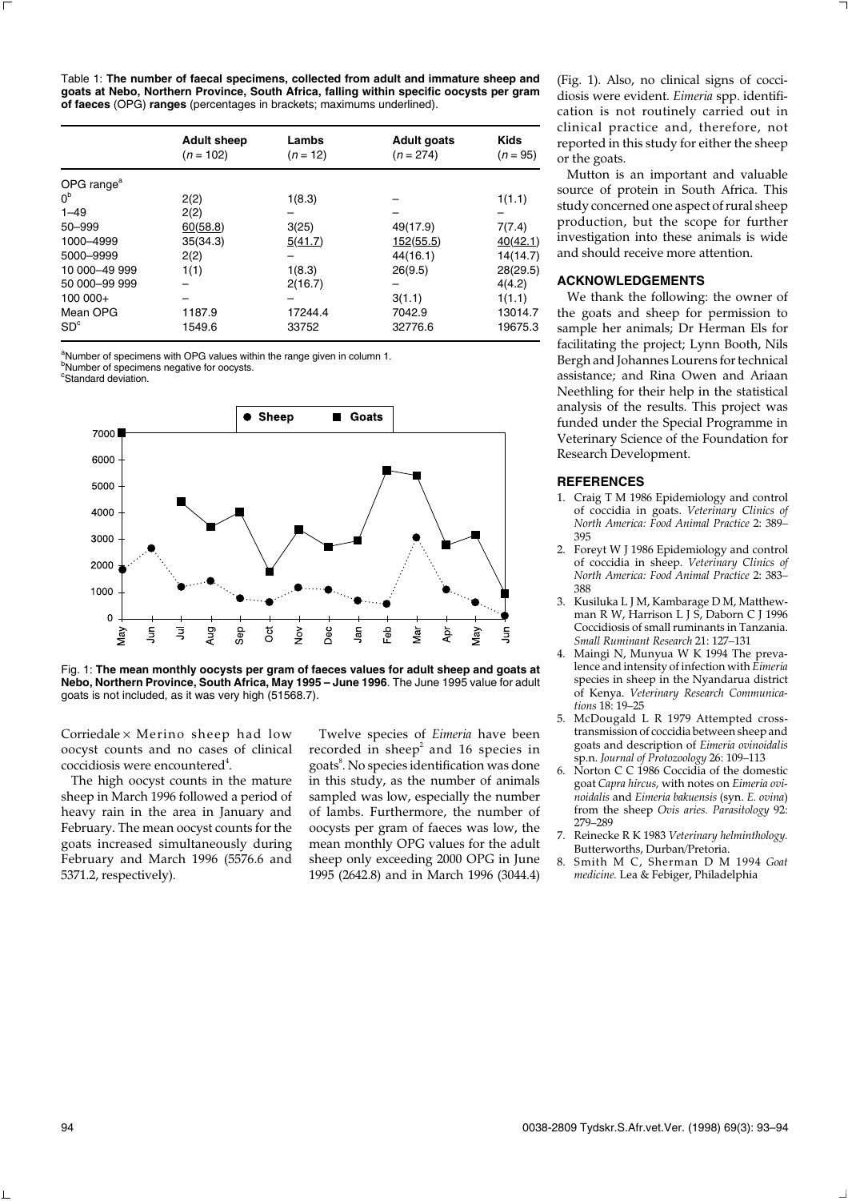Table 1: **The number of faecal specimens, collected from adult and immature sheep and goats at Nebo, Northern Province, South Africa, falling within specific oocysts per gram of faeces** (OPG) **ranges** (percentages in brackets; maximums underlined).

| | Adult sheep ($n$ = 102) | Lambs ($n$ = 12) | Adult goats ($n$ = 274) | Kids ($n$ = 95) |
|---|---|---|---|---|
| OPG range[a] | | | | |
| 0[b] | 2(2) | 1(8.3) | – | 1(1.1) |
| 1–49 | 2(2) | – | – | – |
| 50–999 | <u>60(58.8)</u> | 3(25) | 49(17.9) | 7(7.4) |
| 1000–4999 | 35(34.3) | <u>5(41.7)</u> | <u>152(55.5)</u> | <u>40(42.1)</u> |
| 5000–9999 | 2(2) | – | 44(16.1) | 14(14.7) |
| 10 000–49 999 | 1(1) | 1(8.3) | 26(9.5) | 28(29.5) |
| 50 000–99 999 | – | 2(16.7) | – | 4(4.2) |
| 100 000+ | – | – | 3(1.1) | 1(1.1) |
| Mean OPG | 1187.9 | 17244.4 | 7042.9 | 13014.7 |
| SD[c] | 1549.6 | 33752 | 32776.6 | 19675.3 |

[a]Number of specimens with OPG values within the range given in column 1.
[b]Number of specimens negative for oocysts.
[c]Standard deviation.

Sheep
Goats
7000
6000
5000
4000
3000
2000
1000
0
May Jun Jul Aug Sep Oct Nov Dec Jan Feb Mar Apr May Jun

Fig. 1: **The mean monthly oocysts per gram of faeces values for adult sheep and goats at Nebo, Northern Province, South Africa, May 1995 – June 1996**. The June 1995 value for adult goats is not included, as it was very high (51568.7).

Corriedale × Merino sheep had low oocyst counts and no cases of clinical coccidiosis were encountered[4].

The high oocyst counts in the mature sheep in March 1996 followed a period of heavy rain in the area in January and February. The mean oocyst counts for the goats increased simultaneously during February and March 1996 (5576.6 and 5371.2, respectively).

Twelve species of *Eimeria* have been recorded in sheep[2] and 16 species in goats[8]. No species identification was done in this study, as the number of animals sampled was low, especially the number of lambs. Furthermore, the number of oocysts per gram of faeces was low, the mean monthly OPG values for the adult sheep only exceeding 2000 OPG in June 1995 (2642.8) and in March 1996 (3044.4) (Fig. 1). Also, no clinical signs of coccidiosis were evident. *Eimeria* spp. identification is not routinely carried out in clinical practice and, therefore, not reported in this study for either the sheep or the goats.

Mutton is an important and valuable source of protein in South Africa. This study concerned one aspect of rural sheep production, but the scope for further investigation into these animals is wide and should receive more attention.

## ACKNOWLEDGEMENTS

We thank the following: the owner of the goats and sheep for permission to sample her animals; Dr Herman Els for facilitating the project; Lynn Booth, Nils Bergh and Johannes Lourens for technical assistance; and Rina Owen and Ariaan Neethling for their help in the statistical analysis of the results. This project was funded under the Special Programme in Veterinary Science of the Foundation for Research Development.

## REFERENCES

1. Craig T M 1986 Epidemiology and control of coccidia in goats. *Veterinary Clinics of North America: Food Animal Practice* 2: 389–395
2. Foreyt W J 1986 Epidemiology and control of coccidia in sheep. *Veterinary Clinics of North America: Food Animal Practice* 2: 383–388
3. Kusiluka L J M, Kambarage D M, Matthewman R W, Harrison L J S, Daborn C J 1996 Coccidiosis of small ruminants in Tanzania. *Small Ruminant Research* 21: 127–131
4. Maingi N, Munyua W K 1994 The prevalence and intensity of infection with *Eimeria* species in sheep in the Nyandarua district of Kenya. *Veterinary Research Communications* 18: 19–25
5. McDougald L R 1979 Attempted cross-transmission of coccidia between sheep and goats and description of *Eimeria ovinoidalis* sp.n. *Journal of Protozoology* 26: 109–113
6. Norton C C 1986 Coccidia of the domestic goat *Capra hircus,* with notes on *Eimeria ovinoidalis* and *Eimeria bakuensis* (syn. *E. ovina*) from the sheep *Ovis aries. Parasitology* 92: 279–289
7. Reinecke R K 1983 *Veterinary helminthology.* Butterworths, Durban/Pretoria.
8. Smith M C, Sherman D M 1994 *Goat medicine.* Lea & Febiger, Philadelphia